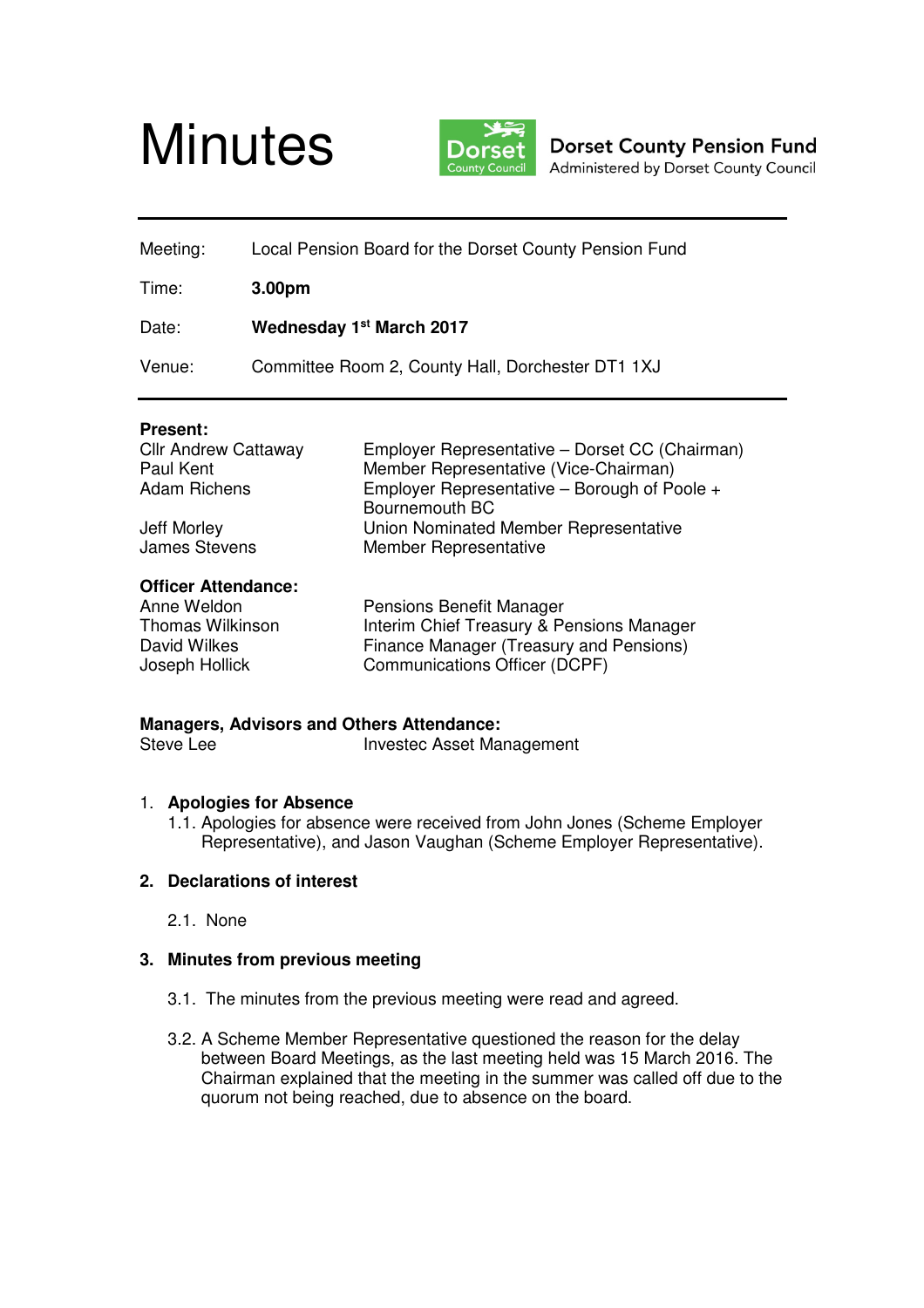# Minutes

**Dorset County Pension Fund**
Administered by Dorset County Council

| | |
|---|---|
| Meeting: | Local Pension Board for the Dorset County Pension Fund |
| Time: | **3.00pm** |
| Date: | **Wednesday 1st March 2017** |
| Venue: | Committee Room 2, County Hall, Dorchester DT1 1XJ |

**Present:**

| | |
|---|---|
| Cllr Andrew Cattaway | Employer Representative – Dorset CC (Chairman) |
| Paul Kent | Member Representative (Vice-Chairman) |
| Adam Richens | Employer Representative – Borough of Poole + Bournemouth BC |
| Jeff Morley | Union Nominated Member Representative |
| James Stevens | Member Representative |

**Officer Attendance:**

| | |
|---|---|
| Anne Weldon | Pensions Benefit Manager |
| Thomas Wilkinson | Interim Chief Treasury & Pensions Manager |
| David Wilkes | Finance Manager (Treasury and Pensions) |
| Joseph Hollick | Communications Officer (DCPF) |

**Managers, Advisors and Others Attendance:**

| | |
|---|---|
| Steve Lee | Investec Asset Management |

1. **Apologies for Absence**
   1.1. Apologies for absence were received from John Jones (Scheme Employer Representative), and Jason Vaughan (Scheme Employer Representative).

2. **Declarations of interest**
   2.1. None

3. **Minutes from previous meeting**
   3.1. The minutes from the previous meeting were read and agreed.

   3.2. A Scheme Member Representative questioned the reason for the delay between Board Meetings, as the last meeting held was 15 March 2016. The Chairman explained that the meeting in the summer was called off due to the quorum not being reached, due to absence on the board.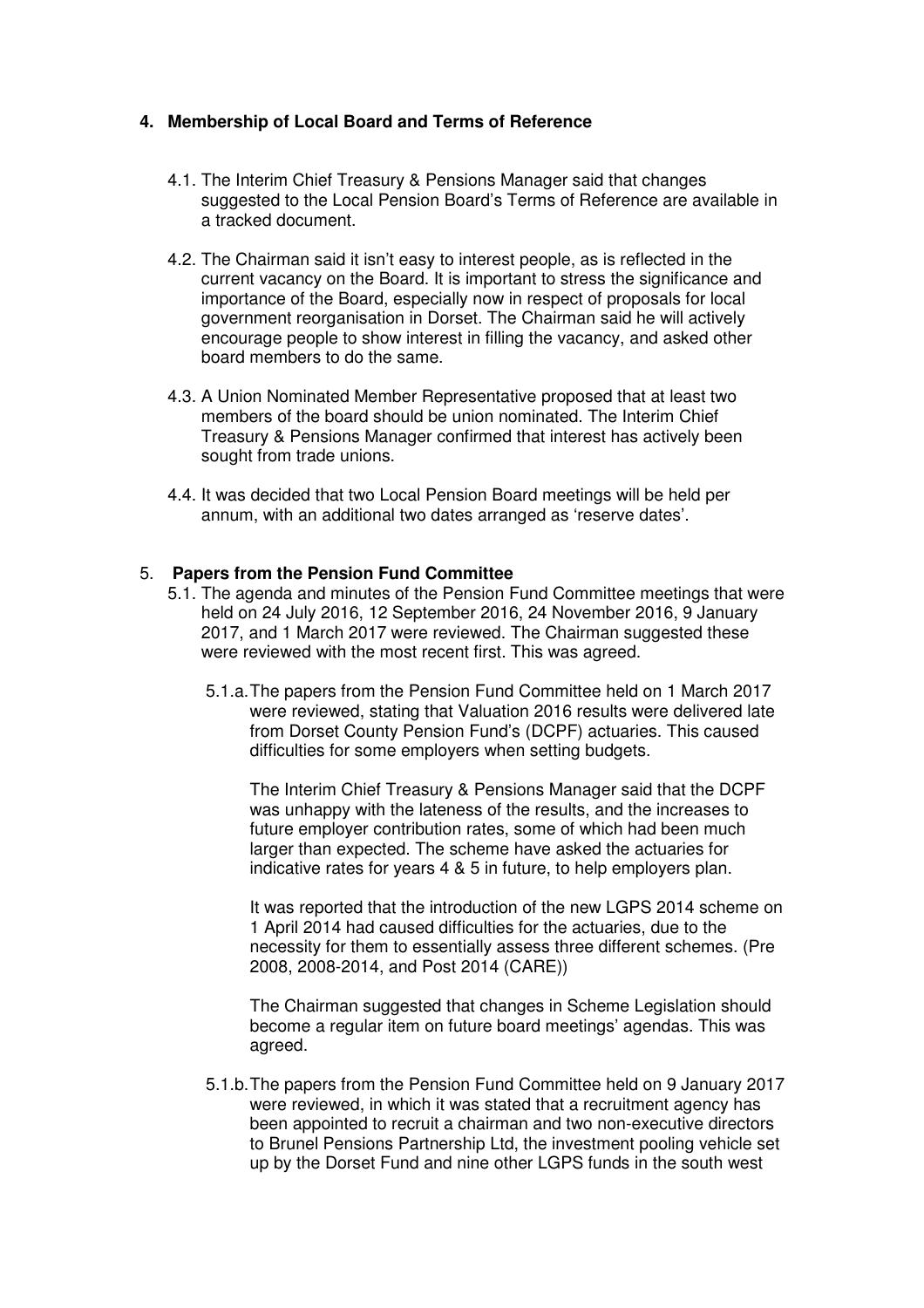## 4. Membership of Local Board and Terms of Reference

4.1. The Interim Chief Treasury & Pensions Manager said that changes suggested to the Local Pension Board's Terms of Reference are available in a tracked document.

4.2. The Chairman said it isn't easy to interest people, as is reflected in the current vacancy on the Board. It is important to stress the significance and importance of the Board, especially now in respect of proposals for local government reorganisation in Dorset. The Chairman said he will actively encourage people to show interest in filling the vacancy, and asked other board members to do the same.

4.3. A Union Nominated Member Representative proposed that at least two members of the board should be union nominated. The Interim Chief Treasury & Pensions Manager confirmed that interest has actively been sought from trade unions.

4.4. It was decided that two Local Pension Board meetings will be held per annum, with an additional two dates arranged as 'reserve dates'.

## 5. Papers from the Pension Fund Committee

5.1. The agenda and minutes of the Pension Fund Committee meetings that were held on 24 July 2016, 12 September 2016, 24 November 2016, 9 January 2017, and 1 March 2017 were reviewed. The Chairman suggested these were reviewed with the most recent first. This was agreed.

5.1.a. The papers from the Pension Fund Committee held on 1 March 2017 were reviewed, stating that Valuation 2016 results were delivered late from Dorset County Pension Fund's (DCPF) actuaries. This caused difficulties for some employers when setting budgets.

The Interim Chief Treasury & Pensions Manager said that the DCPF was unhappy with the lateness of the results, and the increases to future employer contribution rates, some of which had been much larger than expected. The scheme have asked the actuaries for indicative rates for years 4 & 5 in future, to help employers plan.

It was reported that the introduction of the new LGPS 2014 scheme on 1 April 2014 had caused difficulties for the actuaries, due to the necessity for them to essentially assess three different schemes. (Pre 2008, 2008-2014, and Post 2014 (CARE))

The Chairman suggested that changes in Scheme Legislation should become a regular item on future board meetings' agendas. This was agreed.

5.1.b. The papers from the Pension Fund Committee held on 9 January 2017 were reviewed, in which it was stated that a recruitment agency has been appointed to recruit a chairman and two non-executive directors to Brunel Pensions Partnership Ltd, the investment pooling vehicle set up by the Dorset Fund and nine other LGPS funds in the south west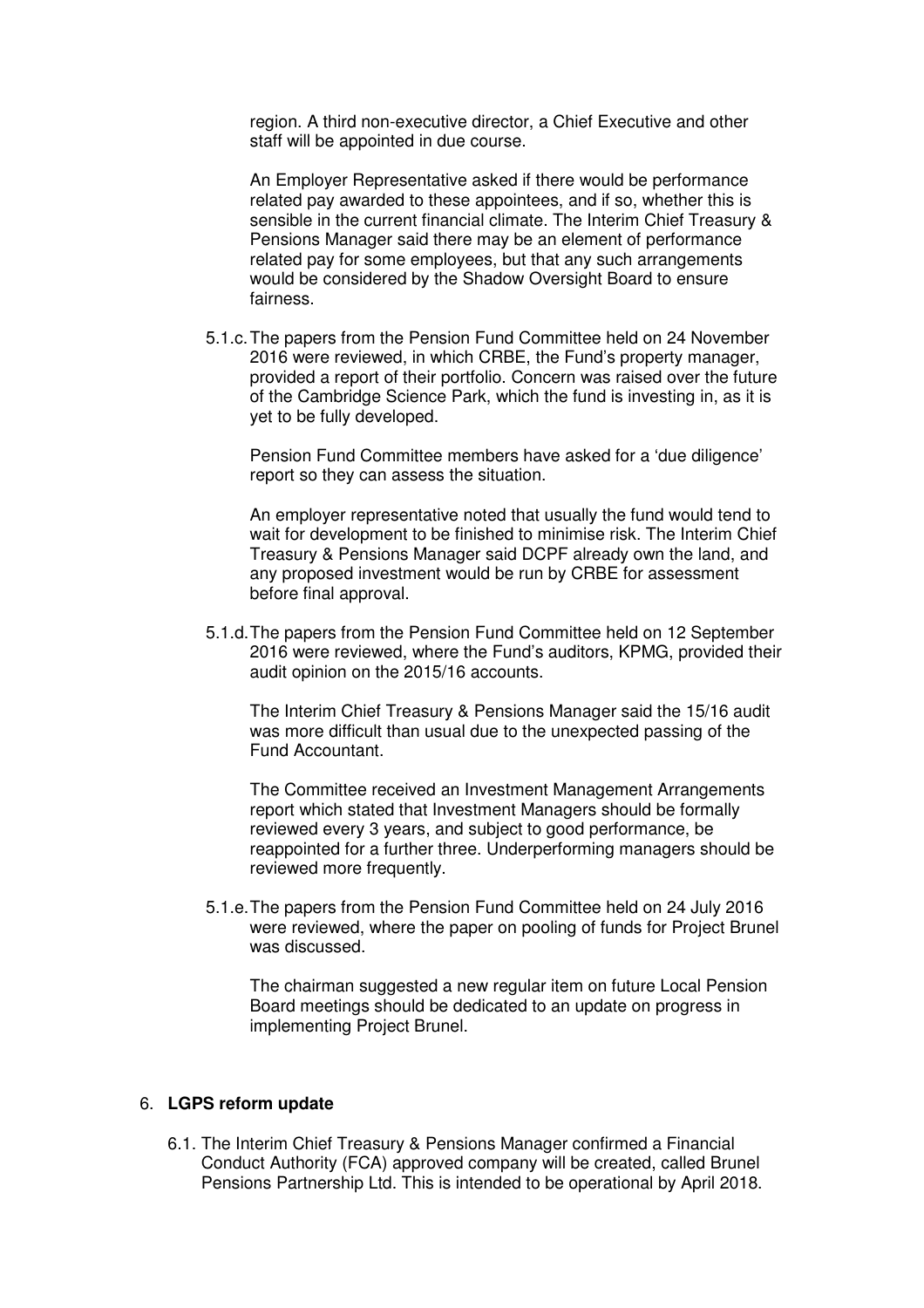region. A third non-executive director, a Chief Executive and other staff will be appointed in due course.

An Employer Representative asked if there would be performance related pay awarded to these appointees, and if so, whether this is sensible in the current financial climate. The Interim Chief Treasury & Pensions Manager said there may be an element of performance related pay for some employees, but that any such arrangements would be considered by the Shadow Oversight Board to ensure fairness.

5.1.c. The papers from the Pension Fund Committee held on 24 November 2016 were reviewed, in which CRBE, the Fund's property manager, provided a report of their portfolio. Concern was raised over the future of the Cambridge Science Park, which the fund is investing in, as it is yet to be fully developed.

Pension Fund Committee members have asked for a 'due diligence' report so they can assess the situation.

An employer representative noted that usually the fund would tend to wait for development to be finished to minimise risk. The Interim Chief Treasury & Pensions Manager said DCPF already own the land, and any proposed investment would be run by CRBE for assessment before final approval.

5.1.d. The papers from the Pension Fund Committee held on 12 September 2016 were reviewed, where the Fund's auditors, KPMG, provided their audit opinion on the 2015/16 accounts.

The Interim Chief Treasury & Pensions Manager said the 15/16 audit was more difficult than usual due to the unexpected passing of the Fund Accountant.

The Committee received an Investment Management Arrangements report which stated that Investment Managers should be formally reviewed every 3 years, and subject to good performance, be reappointed for a further three. Underperforming managers should be reviewed more frequently.

5.1.e. The papers from the Pension Fund Committee held on 24 July 2016 were reviewed, where the paper on pooling of funds for Project Brunel was discussed.

The chairman suggested a new regular item on future Local Pension Board meetings should be dedicated to an update on progress in implementing Project Brunel.

6. **LGPS reform update**

6.1. The Interim Chief Treasury & Pensions Manager confirmed a Financial Conduct Authority (FCA) approved company will be created, called Brunel Pensions Partnership Ltd. This is intended to be operational by April 2018.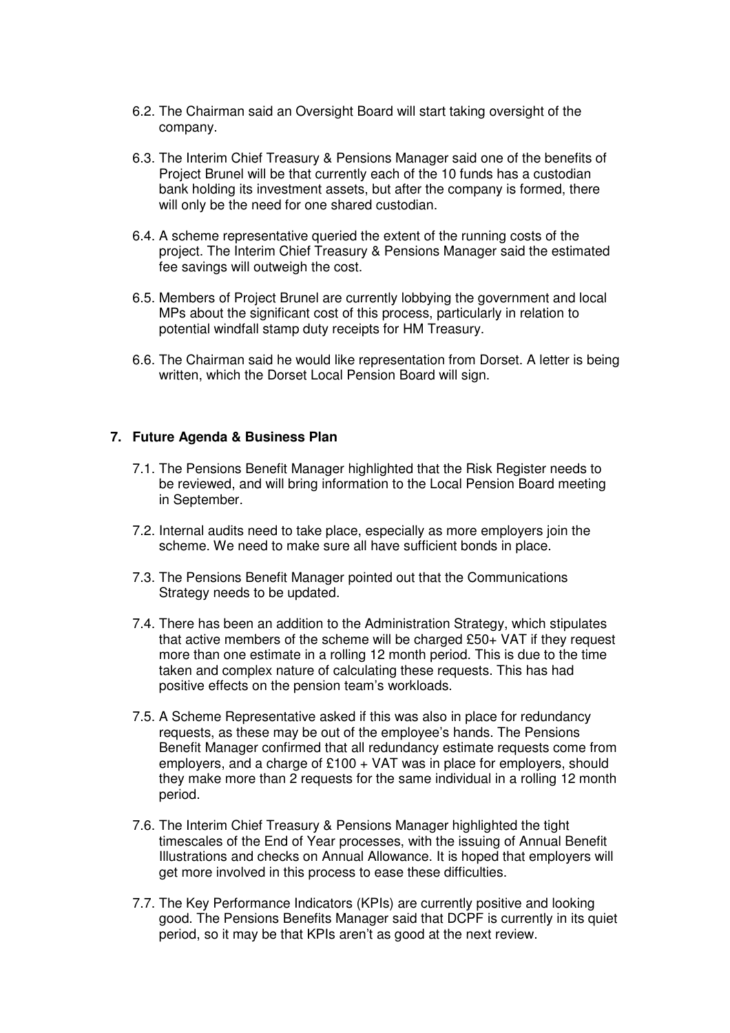6.2. The Chairman said an Oversight Board will start taking oversight of the company.

6.3. The Interim Chief Treasury & Pensions Manager said one of the benefits of Project Brunel will be that currently each of the 10 funds has a custodian bank holding its investment assets, but after the company is formed, there will only be the need for one shared custodian.

6.4. A scheme representative queried the extent of the running costs of the project. The Interim Chief Treasury & Pensions Manager said the estimated fee savings will outweigh the cost.

6.5. Members of Project Brunel are currently lobbying the government and local MPs about the significant cost of this process, particularly in relation to potential windfall stamp duty receipts for HM Treasury.

6.6. The Chairman said he would like representation from Dorset. A letter is being written, which the Dorset Local Pension Board will sign.

## 7. Future Agenda & Business Plan

7.1. The Pensions Benefit Manager highlighted that the Risk Register needs to be reviewed, and will bring information to the Local Pension Board meeting in September.

7.2. Internal audits need to take place, especially as more employers join the scheme. We need to make sure all have sufficient bonds in place.

7.3. The Pensions Benefit Manager pointed out that the Communications Strategy needs to be updated.

7.4. There has been an addition to the Administration Strategy, which stipulates that active members of the scheme will be charged £50+ VAT if they request more than one estimate in a rolling 12 month period. This is due to the time taken and complex nature of calculating these requests. This has had positive effects on the pension team's workloads.

7.5. A Scheme Representative asked if this was also in place for redundancy requests, as these may be out of the employee's hands. The Pensions Benefit Manager confirmed that all redundancy estimate requests come from employers, and a charge of £100 + VAT was in place for employers, should they make more than 2 requests for the same individual in a rolling 12 month period.

7.6. The Interim Chief Treasury & Pensions Manager highlighted the tight timescales of the End of Year processes, with the issuing of Annual Benefit Illustrations and checks on Annual Allowance. It is hoped that employers will get more involved in this process to ease these difficulties.

7.7. The Key Performance Indicators (KPIs) are currently positive and looking good. The Pensions Benefits Manager said that DCPF is currently in its quiet period, so it may be that KPIs aren't as good at the next review.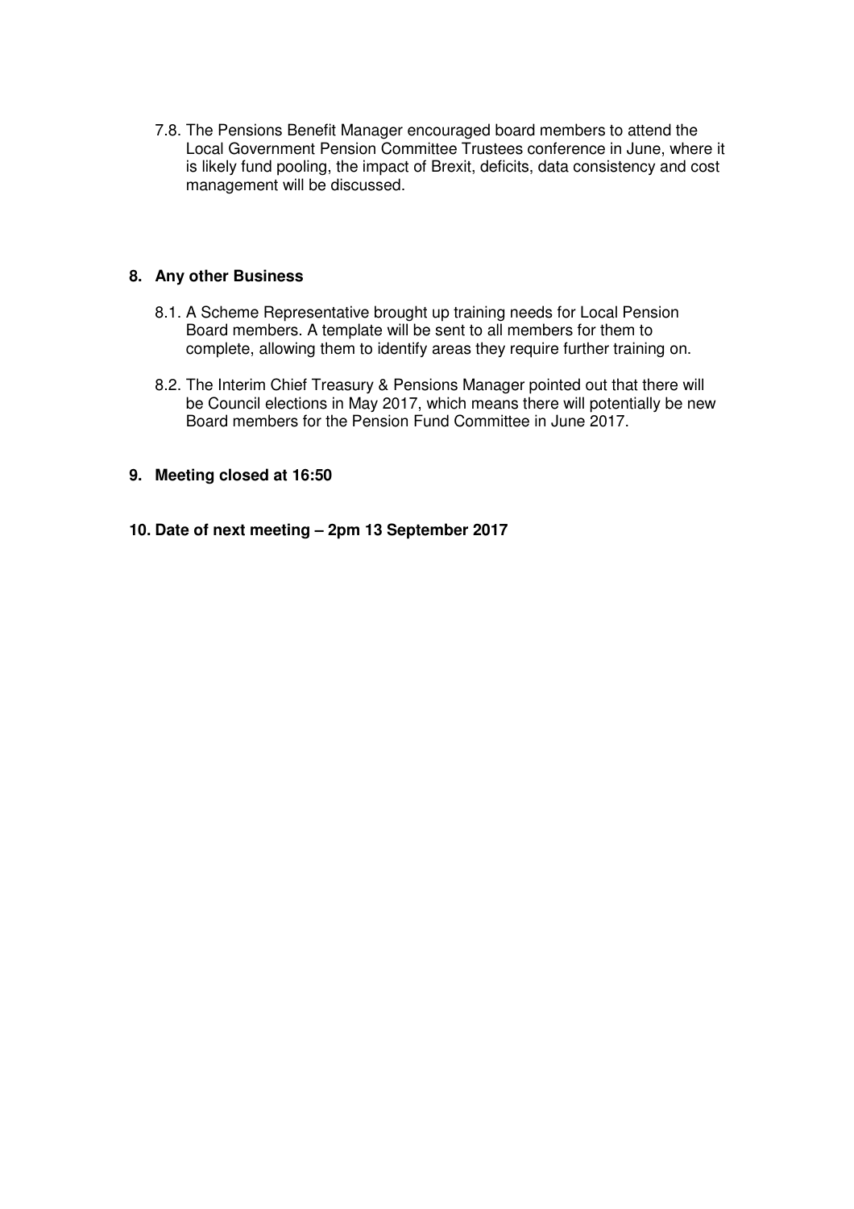7.8. The Pensions Benefit Manager encouraged board members to attend the Local Government Pension Committee Trustees conference in June, where it is likely fund pooling, the impact of Brexit, deficits, data consistency and cost management will be discussed.

## 8. Any other Business

8.1. A Scheme Representative brought up training needs for Local Pension Board members. A template will be sent to all members for them to complete, allowing them to identify areas they require further training on.

8.2. The Interim Chief Treasury & Pensions Manager pointed out that there will be Council elections in May 2017, which means there will potentially be new Board members for the Pension Fund Committee in June 2017.

## 9. Meeting closed at 16:50

## 10. Date of next meeting – 2pm 13 September 2017